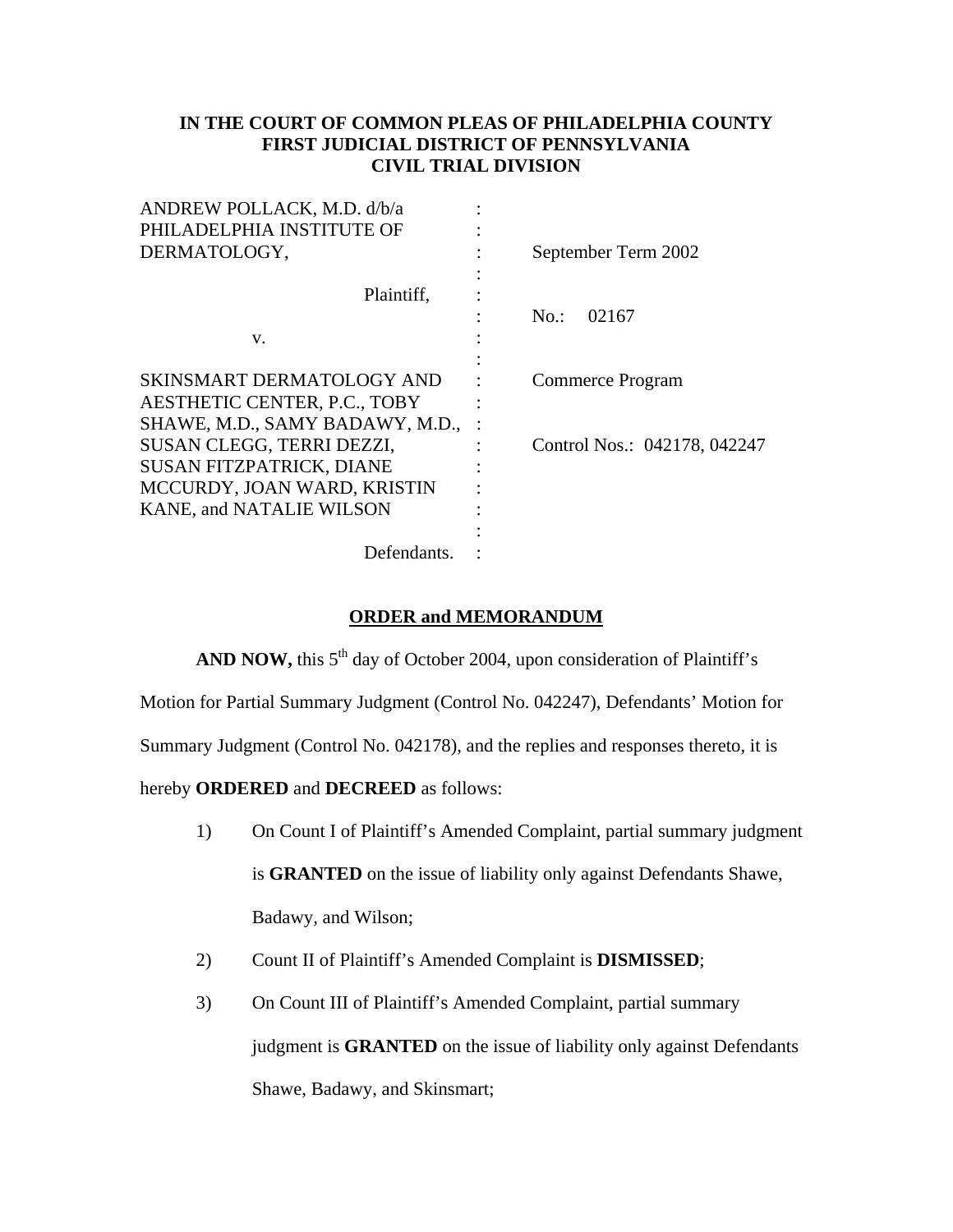**IN THE COURT OF COMMON PLEAS OF PHILADELPHIA COUNTY**
**FIRST JUDICIAL DISTRICT OF PENNSYLVANIA**
**CIVIL TRIAL DIVISION**

| | | |
|---|---|---|
| ANDREW POLLACK, M.D. d/b/a PHILADELPHIA INSTITUTE OF DERMATOLOGY, | : | September Term 2002 |
| Plaintiff, | : | No.: 02167 |
| v. | : | |
| SKINSMART DERMATOLOGY AND AESTHETIC CENTER, P.C., TOBY SHAWE, M.D., SAMY BADAWY, M.D., SUSAN CLEGG, TERRI DEZZI, SUSAN FITZPATRICK, DIANE MCCURDY, JOAN WARD, KRISTIN KANE, and NATALIE WILSON | : | Commerce Program<br><br>Control Nos.: 042178, 042247 |
| Defendants. | : | |

**ORDER and MEMORANDUM**

**AND NOW,** this 5th day of October 2004, upon consideration of Plaintiff's Motion for Partial Summary Judgment (Control No. 042247), Defendants' Motion for Summary Judgment (Control No. 042178), and the replies and responses thereto, it is hereby **ORDERED** and **DECREED** as follows:

1) On Count I of Plaintiff's Amended Complaint, partial summary judgment is **GRANTED** on the issue of liability only against Defendants Shawe, Badawy, and Wilson;

2) Count II of Plaintiff's Amended Complaint is **DISMISSED**;

3) On Count III of Plaintiff's Amended Complaint, partial summary judgment is **GRANTED** on the issue of liability only against Defendants Shawe, Badawy, and Skinsmart;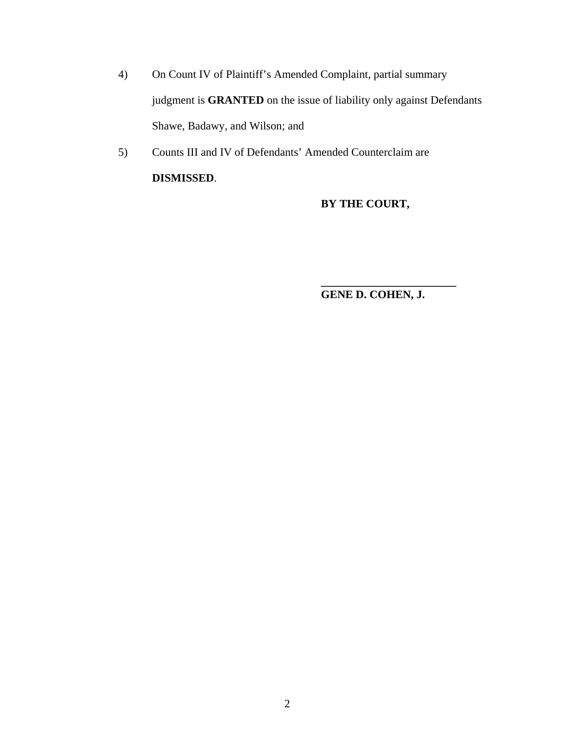4) On Count IV of Plaintiff's Amended Complaint, partial summary judgment is **GRANTED** on the issue of liability only against Defendants Shawe, Badawy, and Wilson; and

5) Counts III and IV of Defendants' Amended Counterclaim are **DISMISSED**.

**BY THE COURT,**

**________________________**
**GENE D. COHEN, J.**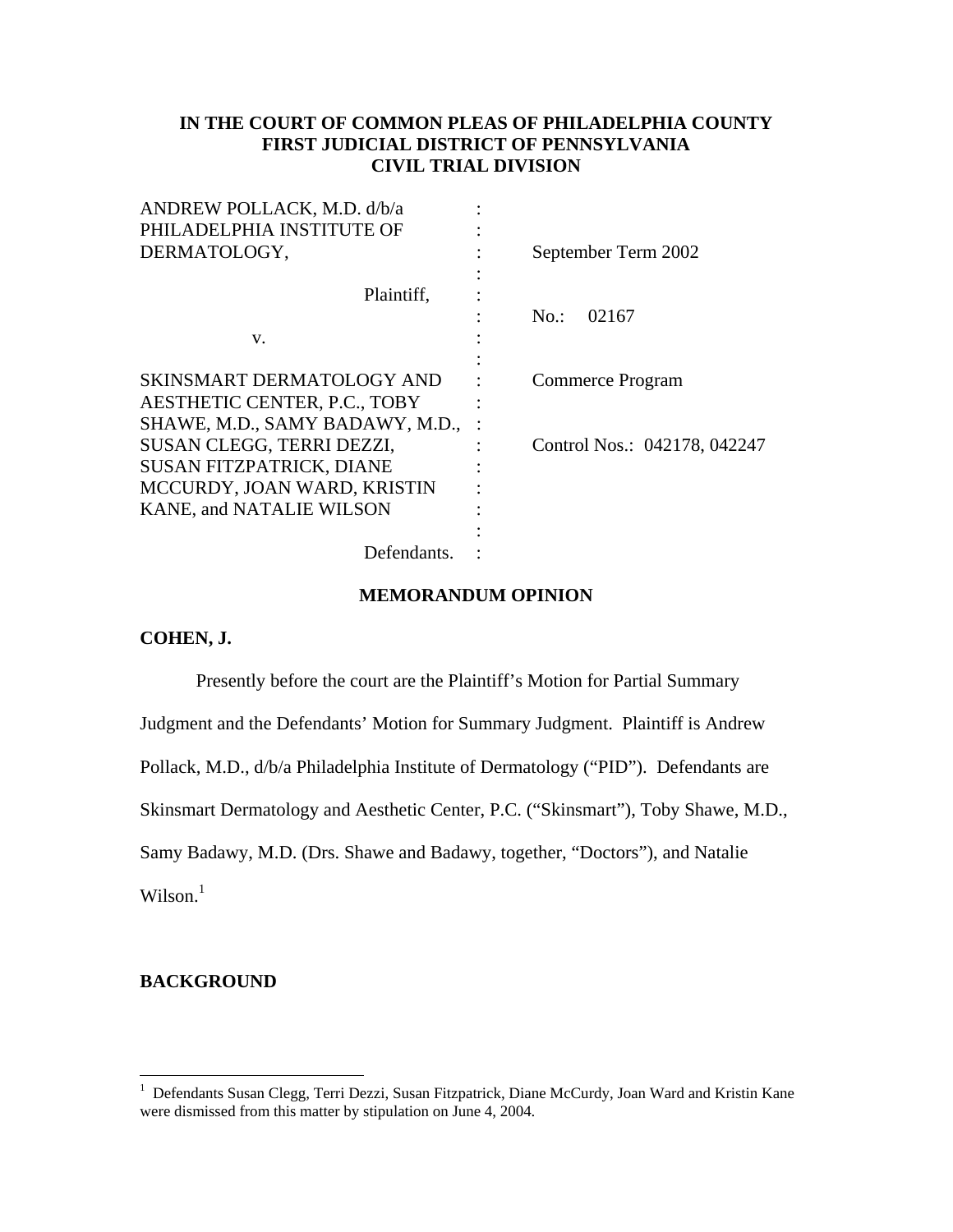**IN THE COURT OF COMMON PLEAS OF PHILADELPHIA COUNTY**
**FIRST JUDICIAL DISTRICT OF PENNSYLVANIA**
**CIVIL TRIAL DIVISION**

| | | |
|---|---|---|
| ANDREW POLLACK, M.D. d/b/a PHILADELPHIA INSTITUTE OF DERMATOLOGY, | : | September Term 2002 |
| Plaintiff, | : | No.: 02167 |
| v. | : | |
| SKINSMART DERMATOLOGY AND AESTHETIC CENTER, P.C., TOBY SHAWE, M.D., SAMY BADAWY, M.D., SUSAN CLEGG, TERRI DEZZI, SUSAN FITZPATRICK, DIANE MCCURDY, JOAN WARD, KRISTIN KANE, and NATALIE WILSON | : | Commerce Program |
| | : | Control Nos.: 042178, 042247 |
| Defendants. | : | |

## MEMORANDUM OPINION

**COHEN, J.**

Presently before the court are the Plaintiff's Motion for Partial Summary Judgment and the Defendants' Motion for Summary Judgment. Plaintiff is Andrew Pollack, M.D., d/b/a Philadelphia Institute of Dermatology ("PID"). Defendants are Skinsmart Dermatology and Aesthetic Center, P.C. ("Skinsmart"), Toby Shawe, M.D., Samy Badawy, M.D. (Drs. Shawe and Badawy, together, "Doctors"), and Natalie Wilson.[1]

## BACKGROUND

[1] Defendants Susan Clegg, Terri Dezzi, Susan Fitzpatrick, Diane McCurdy, Joan Ward and Kristin Kane were dismissed from this matter by stipulation on June 4, 2004.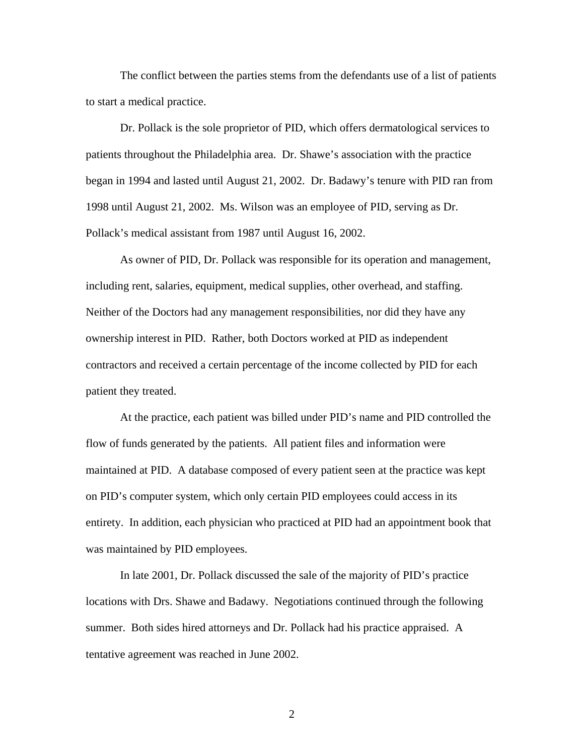The conflict between the parties stems from the defendants use of a list of patients to start a medical practice.

Dr. Pollack is the sole proprietor of PID, which offers dermatological services to patients throughout the Philadelphia area. Dr. Shawe's association with the practice began in 1994 and lasted until August 21, 2002. Dr. Badawy's tenure with PID ran from 1998 until August 21, 2002. Ms. Wilson was an employee of PID, serving as Dr. Pollack's medical assistant from 1987 until August 16, 2002.

As owner of PID, Dr. Pollack was responsible for its operation and management, including rent, salaries, equipment, medical supplies, other overhead, and staffing. Neither of the Doctors had any management responsibilities, nor did they have any ownership interest in PID. Rather, both Doctors worked at PID as independent contractors and received a certain percentage of the income collected by PID for each patient they treated.

At the practice, each patient was billed under PID's name and PID controlled the flow of funds generated by the patients. All patient files and information were maintained at PID. A database composed of every patient seen at the practice was kept on PID's computer system, which only certain PID employees could access in its entirety. In addition, each physician who practiced at PID had an appointment book that was maintained by PID employees.

In late 2001, Dr. Pollack discussed the sale of the majority of PID's practice locations with Drs. Shawe and Badawy. Negotiations continued through the following summer. Both sides hired attorneys and Dr. Pollack had his practice appraised. A tentative agreement was reached in June 2002.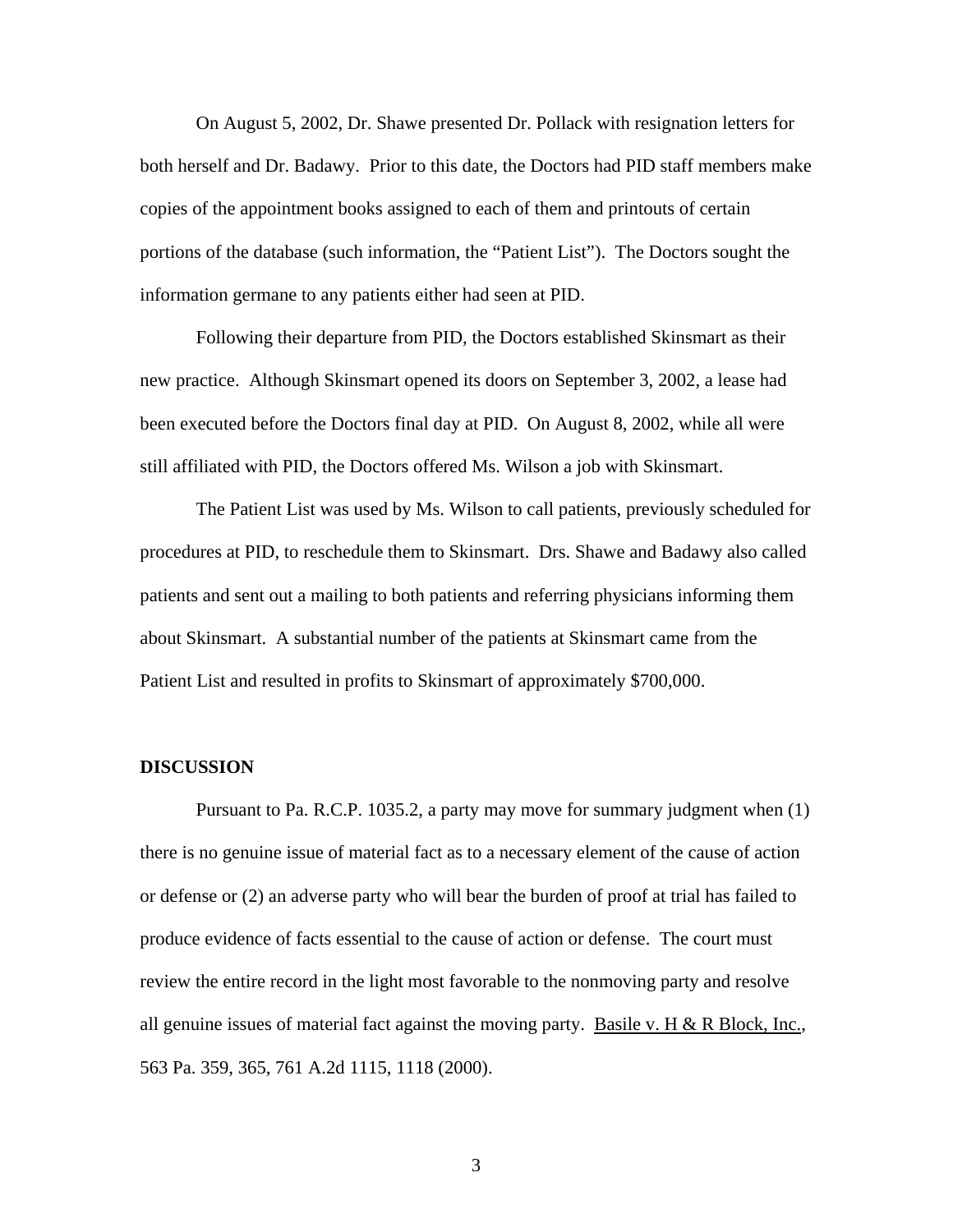On August 5, 2002, Dr. Shawe presented Dr. Pollack with resignation letters for both herself and Dr. Badawy. Prior to this date, the Doctors had PID staff members make copies of the appointment books assigned to each of them and printouts of certain portions of the database (such information, the "Patient List"). The Doctors sought the information germane to any patients either had seen at PID.

Following their departure from PID, the Doctors established Skinsmart as their new practice. Although Skinsmart opened its doors on September 3, 2002, a lease had been executed before the Doctors final day at PID. On August 8, 2002, while all were still affiliated with PID, the Doctors offered Ms. Wilson a job with Skinsmart.

The Patient List was used by Ms. Wilson to call patients, previously scheduled for procedures at PID, to reschedule them to Skinsmart. Drs. Shawe and Badawy also called patients and sent out a mailing to both patients and referring physicians informing them about Skinsmart. A substantial number of the patients at Skinsmart came from the Patient List and resulted in profits to Skinsmart of approximately $700,000.

**DISCUSSION**

Pursuant to Pa. R.C.P. 1035.2, a party may move for summary judgment when (1) there is no genuine issue of material fact as to a necessary element of the cause of action or defense or (2) an adverse party who will bear the burden of proof at trial has failed to produce evidence of facts essential to the cause of action or defense. The court must review the entire record in the light most favorable to the nonmoving party and resolve all genuine issues of material fact against the moving party. Basile v. H & R Block, Inc., 563 Pa. 359, 365, 761 A.2d 1115, 1118 (2000).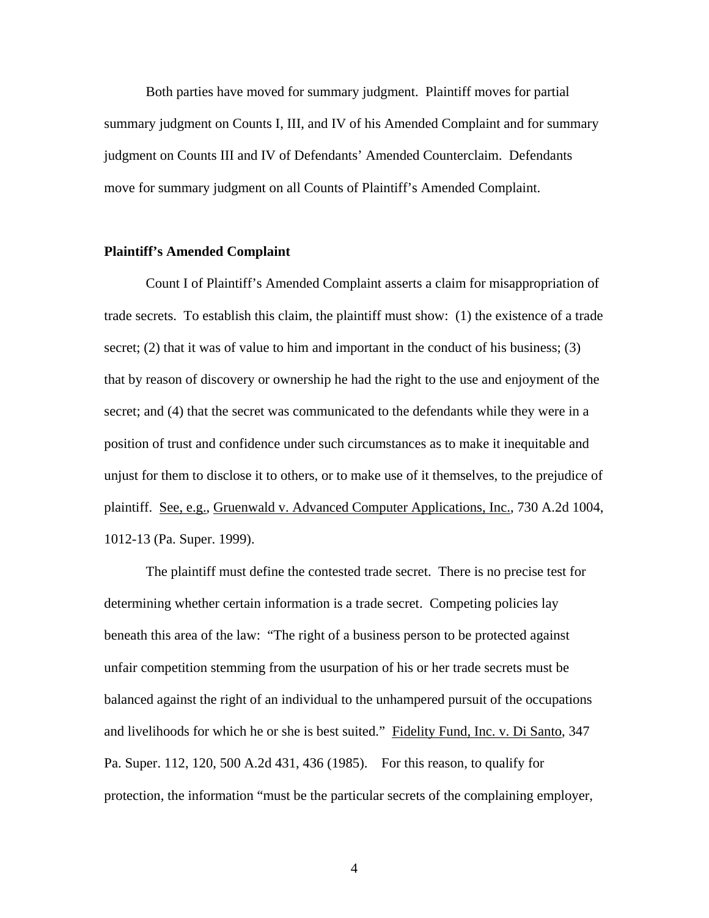Both parties have moved for summary judgment. Plaintiff moves for partial summary judgment on Counts I, III, and IV of his Amended Complaint and for summary judgment on Counts III and IV of Defendants' Amended Counterclaim. Defendants move for summary judgment on all Counts of Plaintiff's Amended Complaint.

**Plaintiff's Amended Complaint**

Count I of Plaintiff's Amended Complaint asserts a claim for misappropriation of trade secrets. To establish this claim, the plaintiff must show: (1) the existence of a trade secret; (2) that it was of value to him and important in the conduct of his business; (3) that by reason of discovery or ownership he had the right to the use and enjoyment of the secret; and (4) that the secret was communicated to the defendants while they were in a position of trust and confidence under such circumstances as to make it inequitable and unjust for them to disclose it to others, or to make use of it themselves, to the prejudice of plaintiff. See, e.g., Gruenwald v. Advanced Computer Applications, Inc., 730 A.2d 1004, 1012-13 (Pa. Super. 1999).

The plaintiff must define the contested trade secret. There is no precise test for determining whether certain information is a trade secret. Competing policies lay beneath this area of the law: "The right of a business person to be protected against unfair competition stemming from the usurpation of his or her trade secrets must be balanced against the right of an individual to the unhampered pursuit of the occupations and livelihoods for which he or she is best suited." Fidelity Fund, Inc. v. Di Santo, 347 Pa. Super. 112, 120, 500 A.2d 431, 436 (1985). For this reason, to qualify for protection, the information "must be the particular secrets of the complaining employer,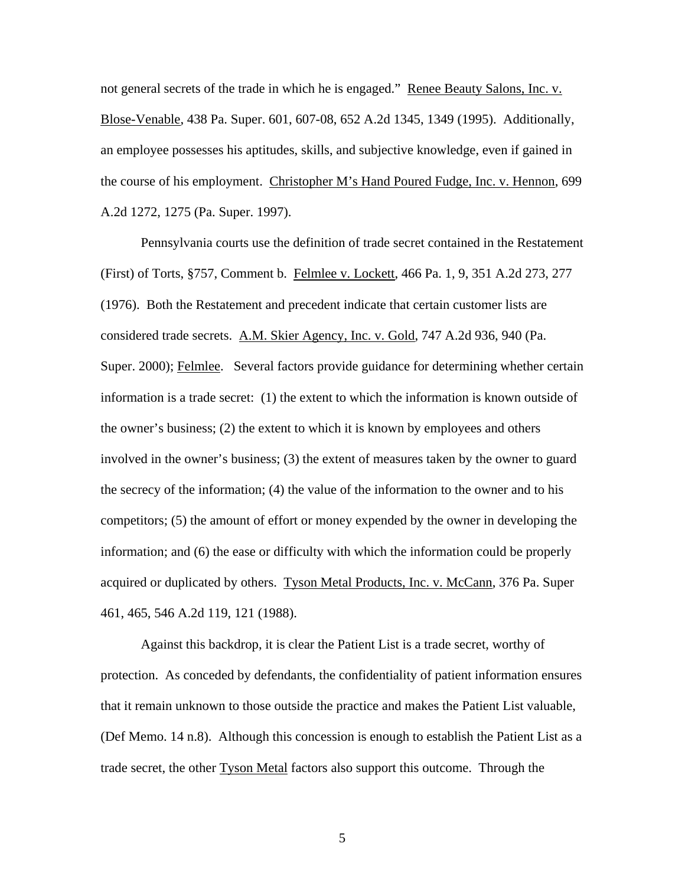not general secrets of the trade in which he is engaged." Renee Beauty Salons, Inc. v. Blose-Venable, 438 Pa. Super. 601, 607-08, 652 A.2d 1345, 1349 (1995). Additionally, an employee possesses his aptitudes, skills, and subjective knowledge, even if gained in the course of his employment. Christopher M's Hand Poured Fudge, Inc. v. Hennon, 699 A.2d 1272, 1275 (Pa. Super. 1997).

Pennsylvania courts use the definition of trade secret contained in the Restatement (First) of Torts, §757, Comment b. Felmlee v. Lockett, 466 Pa. 1, 9, 351 A.2d 273, 277 (1976). Both the Restatement and precedent indicate that certain customer lists are considered trade secrets. A.M. Skier Agency, Inc. v. Gold, 747 A.2d 936, 940 (Pa. Super. 2000); Felmlee. Several factors provide guidance for determining whether certain information is a trade secret: (1) the extent to which the information is known outside of the owner's business; (2) the extent to which it is known by employees and others involved in the owner's business; (3) the extent of measures taken by the owner to guard the secrecy of the information; (4) the value of the information to the owner and to his competitors; (5) the amount of effort or money expended by the owner in developing the information; and (6) the ease or difficulty with which the information could be properly acquired or duplicated by others. Tyson Metal Products, Inc. v. McCann, 376 Pa. Super 461, 465, 546 A.2d 119, 121 (1988).

Against this backdrop, it is clear the Patient List is a trade secret, worthy of protection. As conceded by defendants, the confidentiality of patient information ensures that it remain unknown to those outside the practice and makes the Patient List valuable, (Def Memo. 14 n.8). Although this concession is enough to establish the Patient List as a trade secret, the other Tyson Metal factors also support this outcome. Through the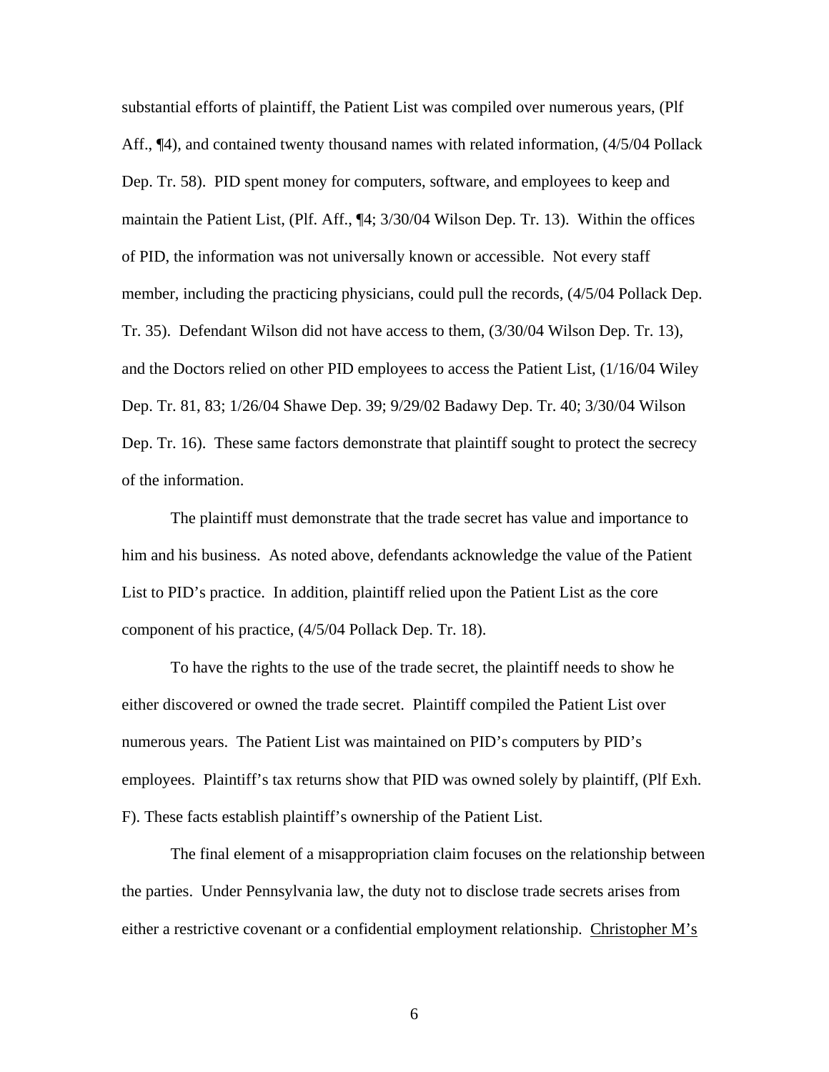substantial efforts of plaintiff, the Patient List was compiled over numerous years, (Plf Aff., ¶4), and contained twenty thousand names with related information, (4/5/04 Pollack Dep. Tr. 58). PID spent money for computers, software, and employees to keep and maintain the Patient List, (Plf. Aff., ¶4; 3/30/04 Wilson Dep. Tr. 13). Within the offices of PID, the information was not universally known or accessible. Not every staff member, including the practicing physicians, could pull the records, (4/5/04 Pollack Dep. Tr. 35). Defendant Wilson did not have access to them, (3/30/04 Wilson Dep. Tr. 13), and the Doctors relied on other PID employees to access the Patient List, (1/16/04 Wiley Dep. Tr. 81, 83; 1/26/04 Shawe Dep. 39; 9/29/02 Badawy Dep. Tr. 40; 3/30/04 Wilson Dep. Tr. 16). These same factors demonstrate that plaintiff sought to protect the secrecy of the information.

The plaintiff must demonstrate that the trade secret has value and importance to him and his business. As noted above, defendants acknowledge the value of the Patient List to PID's practice. In addition, plaintiff relied upon the Patient List as the core component of his practice, (4/5/04 Pollack Dep. Tr. 18).

To have the rights to the use of the trade secret, the plaintiff needs to show he either discovered or owned the trade secret. Plaintiff compiled the Patient List over numerous years. The Patient List was maintained on PID's computers by PID's employees. Plaintiff's tax returns show that PID was owned solely by plaintiff, (Plf Exh. F). These facts establish plaintiff's ownership of the Patient List.

The final element of a misappropriation claim focuses on the relationship between the parties. Under Pennsylvania law, the duty not to disclose trade secrets arises from either a restrictive covenant or a confidential employment relationship. Christopher M's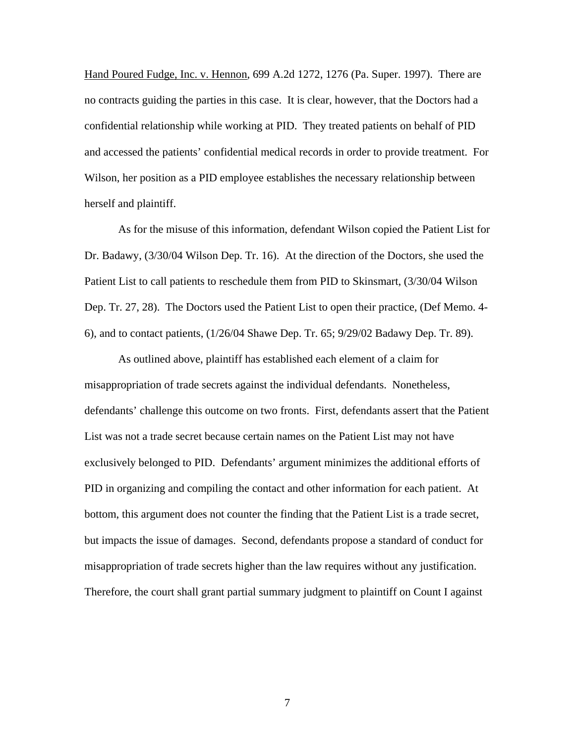Hand Poured Fudge, Inc. v. Hennon, 699 A.2d 1272, 1276 (Pa. Super. 1997). There are no contracts guiding the parties in this case. It is clear, however, that the Doctors had a confidential relationship while working at PID. They treated patients on behalf of PID and accessed the patients' confidential medical records in order to provide treatment. For Wilson, her position as a PID employee establishes the necessary relationship between herself and plaintiff.

As for the misuse of this information, defendant Wilson copied the Patient List for Dr. Badawy, (3/30/04 Wilson Dep. Tr. 16). At the direction of the Doctors, she used the Patient List to call patients to reschedule them from PID to Skinsmart, (3/30/04 Wilson Dep. Tr. 27, 28). The Doctors used the Patient List to open their practice, (Def Memo. 4-6), and to contact patients, (1/26/04 Shawe Dep. Tr. 65; 9/29/02 Badawy Dep. Tr. 89).

As outlined above, plaintiff has established each element of a claim for misappropriation of trade secrets against the individual defendants. Nonetheless, defendants' challenge this outcome on two fronts. First, defendants assert that the Patient List was not a trade secret because certain names on the Patient List may not have exclusively belonged to PID. Defendants' argument minimizes the additional efforts of PID in organizing and compiling the contact and other information for each patient. At bottom, this argument does not counter the finding that the Patient List is a trade secret, but impacts the issue of damages. Second, defendants propose a standard of conduct for misappropriation of trade secrets higher than the law requires without any justification. Therefore, the court shall grant partial summary judgment to plaintiff on Count I against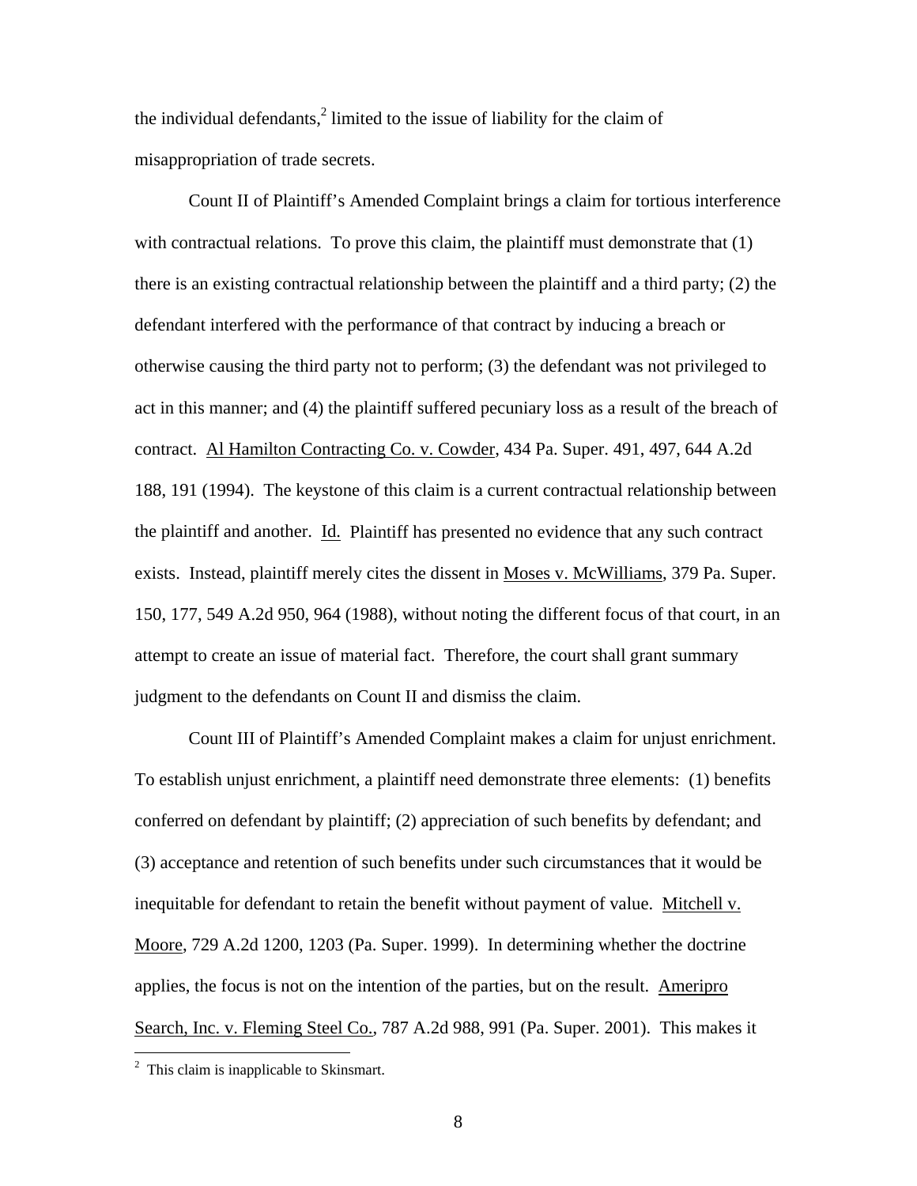the individual defendants,[2] limited to the issue of liability for the claim of misappropriation of trade secrets.

Count II of Plaintiff's Amended Complaint brings a claim for tortious interference with contractual relations. To prove this claim, the plaintiff must demonstrate that (1) there is an existing contractual relationship between the plaintiff and a third party; (2) the defendant interfered with the performance of that contract by inducing a breach or otherwise causing the third party not to perform; (3) the defendant was not privileged to act in this manner; and (4) the plaintiff suffered pecuniary loss as a result of the breach of contract. Al Hamilton Contracting Co. v. Cowder, 434 Pa. Super. 491, 497, 644 A.2d 188, 191 (1994). The keystone of this claim is a current contractual relationship between the plaintiff and another. Id. Plaintiff has presented no evidence that any such contract exists. Instead, plaintiff merely cites the dissent in Moses v. McWilliams, 379 Pa. Super. 150, 177, 549 A.2d 950, 964 (1988), without noting the different focus of that court, in an attempt to create an issue of material fact. Therefore, the court shall grant summary judgment to the defendants on Count II and dismiss the claim.

Count III of Plaintiff's Amended Complaint makes a claim for unjust enrichment. To establish unjust enrichment, a plaintiff need demonstrate three elements: (1) benefits conferred on defendant by plaintiff; (2) appreciation of such benefits by defendant; and (3) acceptance and retention of such benefits under such circumstances that it would be inequitable for defendant to retain the benefit without payment of value. Mitchell v. Moore, 729 A.2d 1200, 1203 (Pa. Super. 1999). In determining whether the doctrine applies, the focus is not on the intention of the parties, but on the result. Ameripro Search, Inc. v. Fleming Steel Co., 787 A.2d 988, 991 (Pa. Super. 2001). This makes it

[2] This claim is inapplicable to Skinsmart.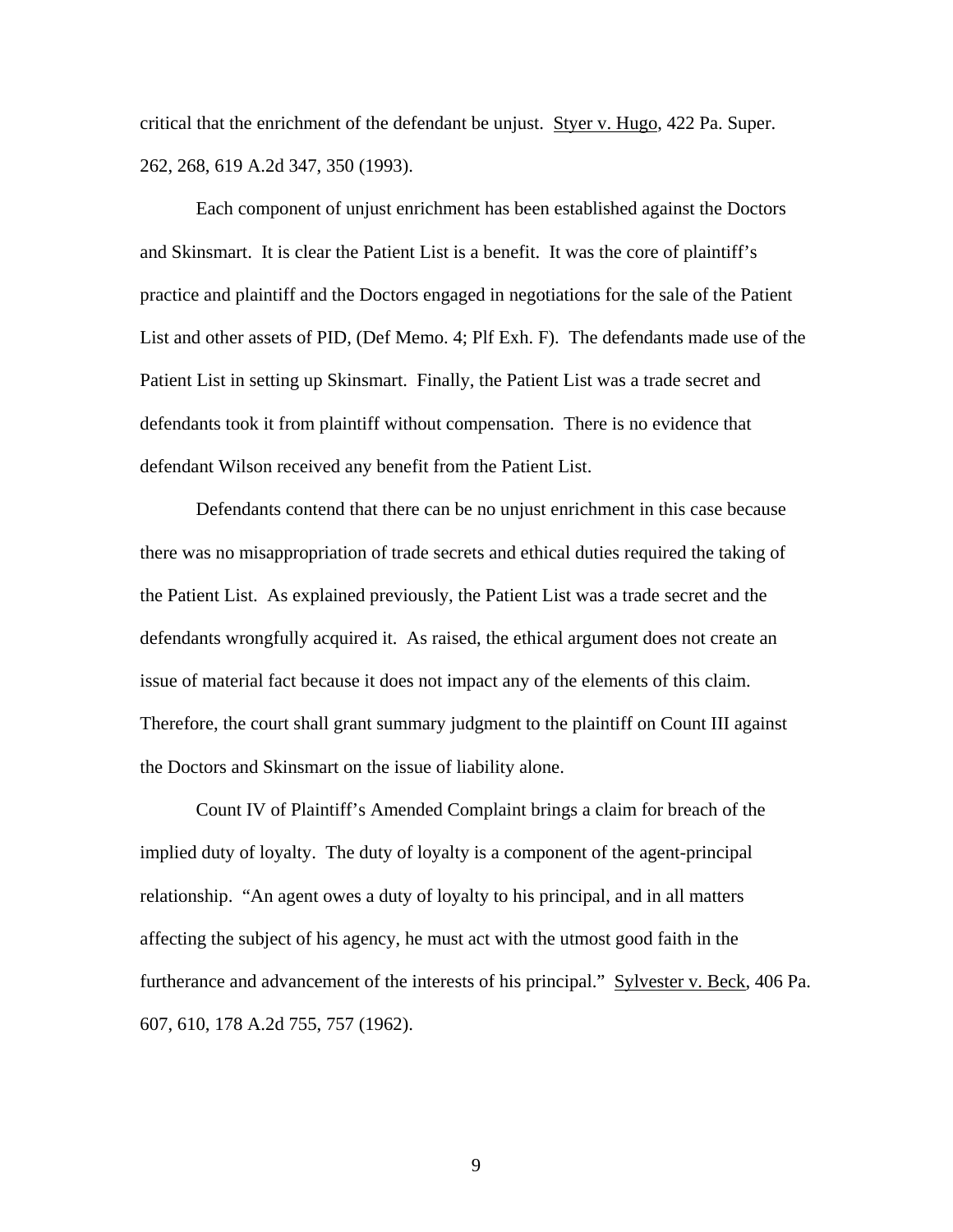critical that the enrichment of the defendant be unjust. Styer v. Hugo, 422 Pa. Super. 262, 268, 619 A.2d 347, 350 (1993).

Each component of unjust enrichment has been established against the Doctors and Skinsmart. It is clear the Patient List is a benefit. It was the core of plaintiff's practice and plaintiff and the Doctors engaged in negotiations for the sale of the Patient List and other assets of PID, (Def Memo. 4; Plf Exh. F). The defendants made use of the Patient List in setting up Skinsmart. Finally, the Patient List was a trade secret and defendants took it from plaintiff without compensation. There is no evidence that defendant Wilson received any benefit from the Patient List.

Defendants contend that there can be no unjust enrichment in this case because there was no misappropriation of trade secrets and ethical duties required the taking of the Patient List. As explained previously, the Patient List was a trade secret and the defendants wrongfully acquired it. As raised, the ethical argument does not create an issue of material fact because it does not impact any of the elements of this claim. Therefore, the court shall grant summary judgment to the plaintiff on Count III against the Doctors and Skinsmart on the issue of liability alone.

Count IV of Plaintiff's Amended Complaint brings a claim for breach of the implied duty of loyalty. The duty of loyalty is a component of the agent-principal relationship. "An agent owes a duty of loyalty to his principal, and in all matters affecting the subject of his agency, he must act with the utmost good faith in the furtherance and advancement of the interests of his principal." Sylvester v. Beck, 406 Pa. 607, 610, 178 A.2d 755, 757 (1962).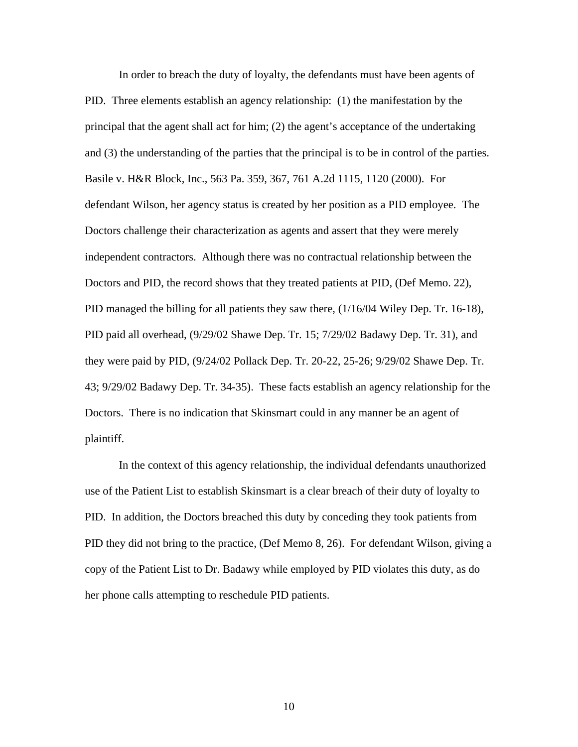In order to breach the duty of loyalty, the defendants must have been agents of PID. Three elements establish an agency relationship: (1) the manifestation by the principal that the agent shall act for him; (2) the agent's acceptance of the undertaking and (3) the understanding of the parties that the principal is to be in control of the parties. Basile v. H&R Block, Inc., 563 Pa. 359, 367, 761 A.2d 1115, 1120 (2000). For defendant Wilson, her agency status is created by her position as a PID employee. The Doctors challenge their characterization as agents and assert that they were merely independent contractors. Although there was no contractual relationship between the Doctors and PID, the record shows that they treated patients at PID, (Def Memo. 22), PID managed the billing for all patients they saw there, (1/16/04 Wiley Dep. Tr. 16-18), PID paid all overhead, (9/29/02 Shawe Dep. Tr. 15; 7/29/02 Badawy Dep. Tr. 31), and they were paid by PID, (9/24/02 Pollack Dep. Tr. 20-22, 25-26; 9/29/02 Shawe Dep. Tr. 43; 9/29/02 Badawy Dep. Tr. 34-35). These facts establish an agency relationship for the Doctors. There is no indication that Skinsmart could in any manner be an agent of plaintiff.

In the context of this agency relationship, the individual defendants unauthorized use of the Patient List to establish Skinsmart is a clear breach of their duty of loyalty to PID. In addition, the Doctors breached this duty by conceding they took patients from PID they did not bring to the practice, (Def Memo 8, 26). For defendant Wilson, giving a copy of the Patient List to Dr. Badawy while employed by PID violates this duty, as do her phone calls attempting to reschedule PID patients.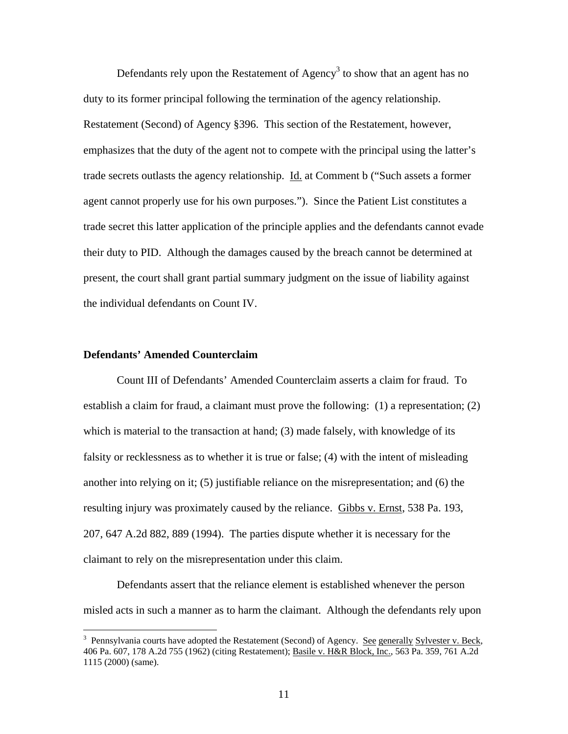Defendants rely upon the Restatement of Agency[3] to show that an agent has no duty to its former principal following the termination of the agency relationship. Restatement (Second) of Agency §396. This section of the Restatement, however, emphasizes that the duty of the agent not to compete with the principal using the latter's trade secrets outlasts the agency relationship. Id. at Comment b ("Such assets a former agent cannot properly use for his own purposes."). Since the Patient List constitutes a trade secret this latter application of the principle applies and the defendants cannot evade their duty to PID. Although the damages caused by the breach cannot be determined at present, the court shall grant partial summary judgment on the issue of liability against the individual defendants on Count IV.

**Defendants' Amended Counterclaim**

Count III of Defendants' Amended Counterclaim asserts a claim for fraud. To establish a claim for fraud, a claimant must prove the following: (1) a representation; (2) which is material to the transaction at hand; (3) made falsely, with knowledge of its falsity or recklessness as to whether it is true or false; (4) with the intent of misleading another into relying on it; (5) justifiable reliance on the misrepresentation; and (6) the resulting injury was proximately caused by the reliance. Gibbs v. Ernst, 538 Pa. 193, 207, 647 A.2d 882, 889 (1994). The parties dispute whether it is necessary for the claimant to rely on the misrepresentation under this claim.

Defendants assert that the reliance element is established whenever the person misled acts in such a manner as to harm the claimant. Although the defendants rely upon

[3] Pennsylvania courts have adopted the Restatement (Second) of Agency. See generally Sylvester v. Beck, 406 Pa. 607, 178 A.2d 755 (1962) (citing Restatement); Basile v. H&R Block, Inc., 563 Pa. 359, 761 A.2d 1115 (2000) (same).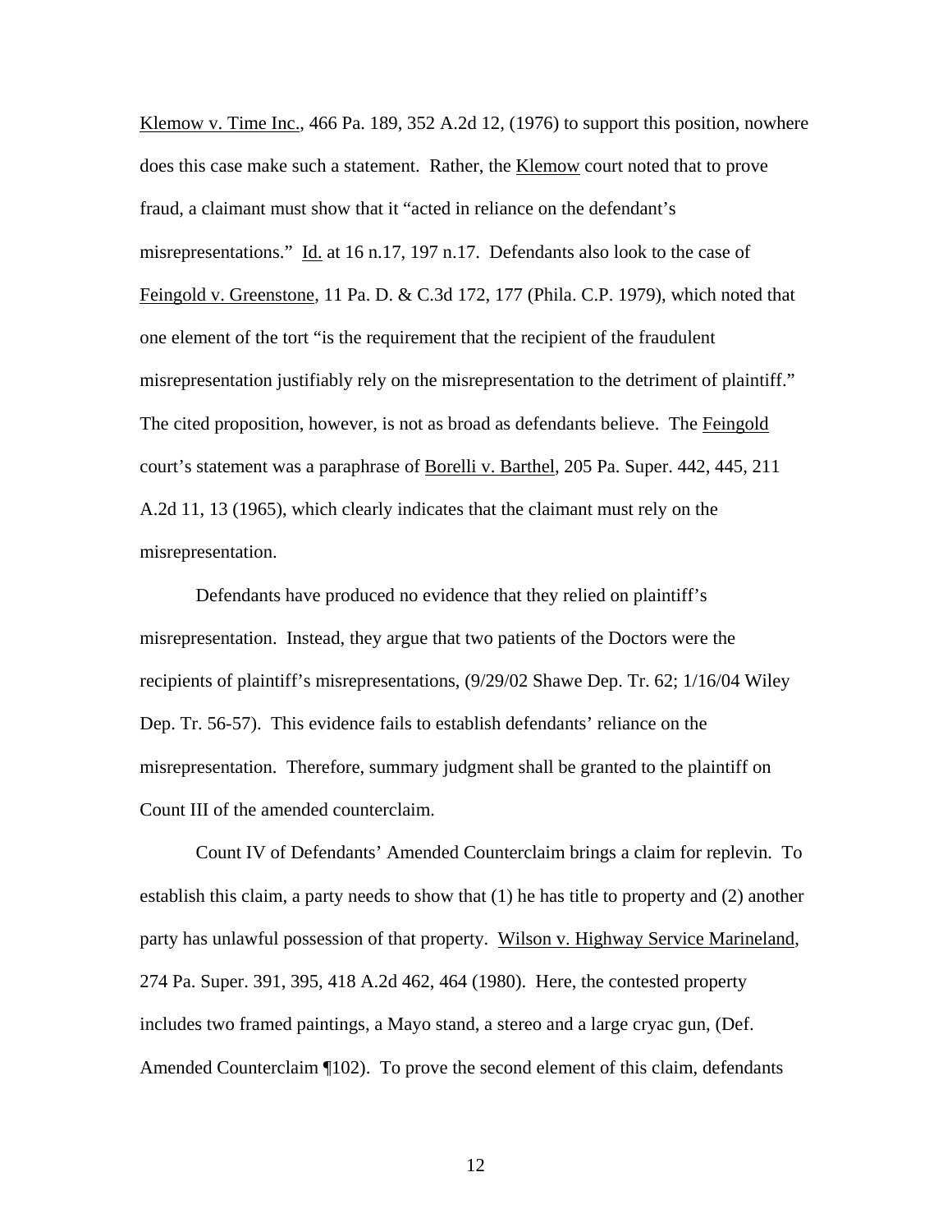Klemow v. Time Inc., 466 Pa. 189, 352 A.2d 12, (1976) to support this position, nowhere does this case make such a statement. Rather, the Klemow court noted that to prove fraud, a claimant must show that it "acted in reliance on the defendant's misrepresentations." Id. at 16 n.17, 197 n.17. Defendants also look to the case of Feingold v. Greenstone, 11 Pa. D. & C.3d 172, 177 (Phila. C.P. 1979), which noted that one element of the tort "is the requirement that the recipient of the fraudulent misrepresentation justifiably rely on the misrepresentation to the detriment of plaintiff." The cited proposition, however, is not as broad as defendants believe. The Feingold court's statement was a paraphrase of Borelli v. Barthel, 205 Pa. Super. 442, 445, 211 A.2d 11, 13 (1965), which clearly indicates that the claimant must rely on the misrepresentation.

Defendants have produced no evidence that they relied on plaintiff's misrepresentation. Instead, they argue that two patients of the Doctors were the recipients of plaintiff's misrepresentations, (9/29/02 Shawe Dep. Tr. 62; 1/16/04 Wiley Dep. Tr. 56-57). This evidence fails to establish defendants' reliance on the misrepresentation. Therefore, summary judgment shall be granted to the plaintiff on Count III of the amended counterclaim.

Count IV of Defendants' Amended Counterclaim brings a claim for replevin. To establish this claim, a party needs to show that (1) he has title to property and (2) another party has unlawful possession of that property. Wilson v. Highway Service Marineland, 274 Pa. Super. 391, 395, 418 A.2d 462, 464 (1980). Here, the contested property includes two framed paintings, a Mayo stand, a stereo and a large cryac gun, (Def. Amended Counterclaim ¶102). To prove the second element of this claim, defendants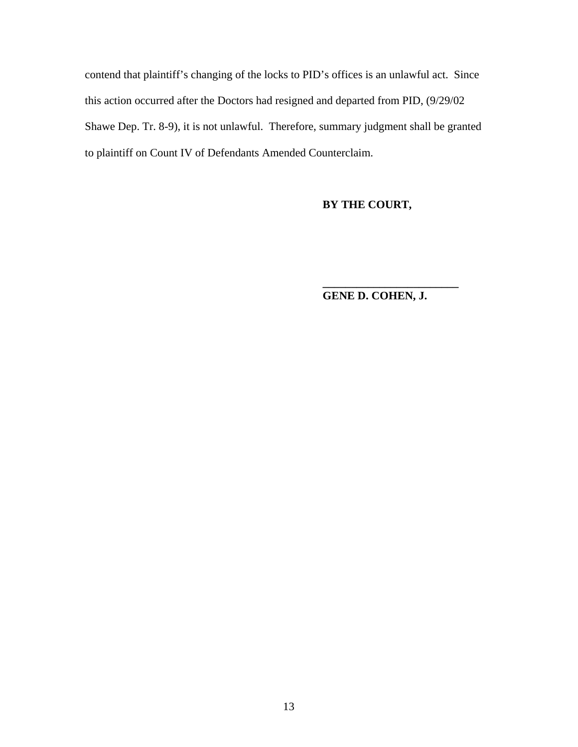contend that plaintiff's changing of the locks to PID's offices is an unlawful act. Since this action occurred after the Doctors had resigned and departed from PID, (9/29/02 Shawe Dep. Tr. 8-9), it is not unlawful. Therefore, summary judgment shall be granted to plaintiff on Count IV of Defendants Amended Counterclaim.

**BY THE COURT,**

**_________________________**
**GENE D. COHEN, J.**